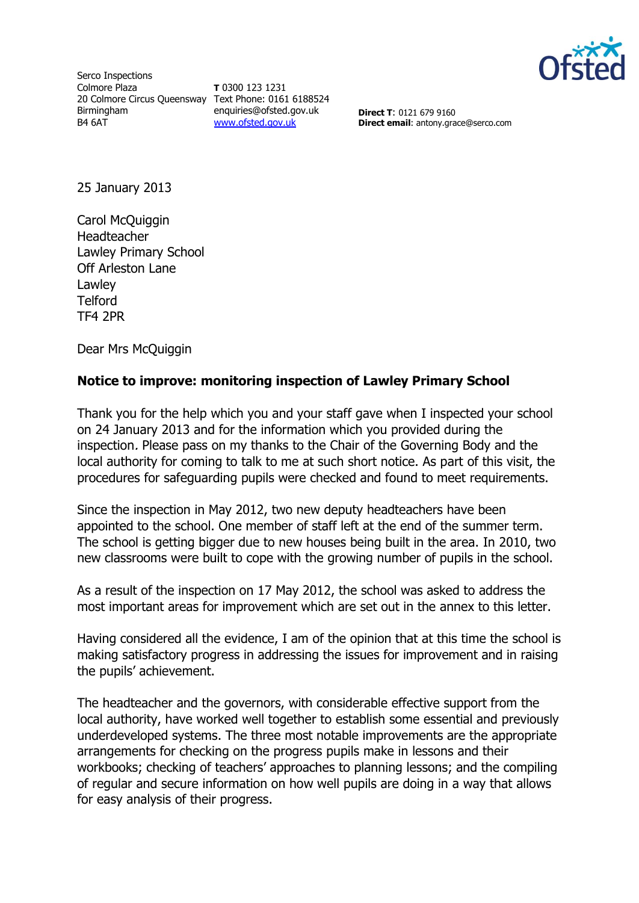Serco Inspections
Colmore Plaza
20 Colmore Circus Queensway
Birmingham
B4 6AT

**T** 0300 123 1231
Text Phone: 0161 6188524
enquiries@ofsted.gov.uk
www.ofsted.gov.uk

**Direct T**: 0121 679 9160
**Direct email**: antony.grace@serco.com

25 January 2013

Carol McQuiggin
Headteacher
Lawley Primary School
Off Arleston Lane
Lawley
Telford
TF4 2PR

Dear Mrs McQuiggin

**Notice to improve: monitoring inspection of Lawley Primary School**

Thank you for the help which you and your staff gave when I inspected your school on 24 January 2013 and for the information which you provided during the inspection. Please pass on my thanks to the Chair of the Governing Body and the local authority for coming to talk to me at such short notice. As part of this visit, the procedures for safeguarding pupils were checked and found to meet requirements.

Since the inspection in May 2012, two new deputy headteachers have been appointed to the school. One member of staff left at the end of the summer term. The school is getting bigger due to new houses being built in the area. In 2010, two new classrooms were built to cope with the growing number of pupils in the school.

As a result of the inspection on 17 May 2012, the school was asked to address the most important areas for improvement which are set out in the annex to this letter.

Having considered all the evidence, I am of the opinion that at this time the school is making satisfactory progress in addressing the issues for improvement and in raising the pupils' achievement.

The headteacher and the governors, with considerable effective support from the local authority, have worked well together to establish some essential and previously underdeveloped systems. The three most notable improvements are the appropriate arrangements for checking on the progress pupils make in lessons and their workbooks; checking of teachers' approaches to planning lessons; and the compiling of regular and secure information on how well pupils are doing in a way that allows for easy analysis of their progress.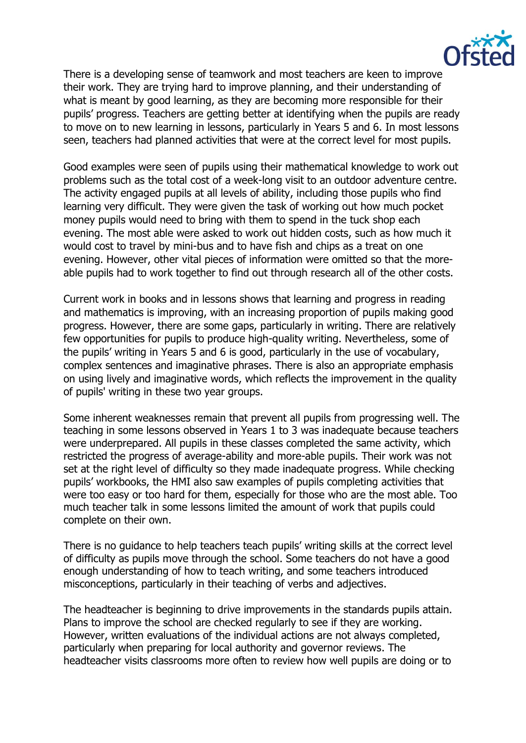There is a developing sense of teamwork and most teachers are keen to improve their work. They are trying hard to improve planning, and their understanding of what is meant by good learning, as they are becoming more responsible for their pupils' progress. Teachers are getting better at identifying when the pupils are ready to move on to new learning in lessons, particularly in Years 5 and 6. In most lessons seen, teachers had planned activities that were at the correct level for most pupils.

Good examples were seen of pupils using their mathematical knowledge to work out problems such as the total cost of a week-long visit to an outdoor adventure centre. The activity engaged pupils at all levels of ability, including those pupils who find learning very difficult. They were given the task of working out how much pocket money pupils would need to bring with them to spend in the tuck shop each evening. The most able were asked to work out hidden costs, such as how much it would cost to travel by mini-bus and to have fish and chips as a treat on one evening. However, other vital pieces of information were omitted so that the more-able pupils had to work together to find out through research all of the other costs.

Current work in books and in lessons shows that learning and progress in reading and mathematics is improving, with an increasing proportion of pupils making good progress. However, there are some gaps, particularly in writing. There are relatively few opportunities for pupils to produce high-quality writing. Nevertheless, some of the pupils' writing in Years 5 and 6 is good, particularly in the use of vocabulary, complex sentences and imaginative phrases. There is also an appropriate emphasis on using lively and imaginative words, which reflects the improvement in the quality of pupils' writing in these two year groups.

Some inherent weaknesses remain that prevent all pupils from progressing well. The teaching in some lessons observed in Years 1 to 3 was inadequate because teachers were underprepared. All pupils in these classes completed the same activity, which restricted the progress of average-ability and more-able pupils. Their work was not set at the right level of difficulty so they made inadequate progress. While checking pupils' workbooks, the HMI also saw examples of pupils completing activities that were too easy or too hard for them, especially for those who are the most able. Too much teacher talk in some lessons limited the amount of work that pupils could complete on their own.

There is no guidance to help teachers teach pupils' writing skills at the correct level of difficulty as pupils move through the school. Some teachers do not have a good enough understanding of how to teach writing, and some teachers introduced misconceptions, particularly in their teaching of verbs and adjectives.

The headteacher is beginning to drive improvements in the standards pupils attain. Plans to improve the school are checked regularly to see if they are working. However, written evaluations of the individual actions are not always completed, particularly when preparing for local authority and governor reviews. The headteacher visits classrooms more often to review how well pupils are doing or to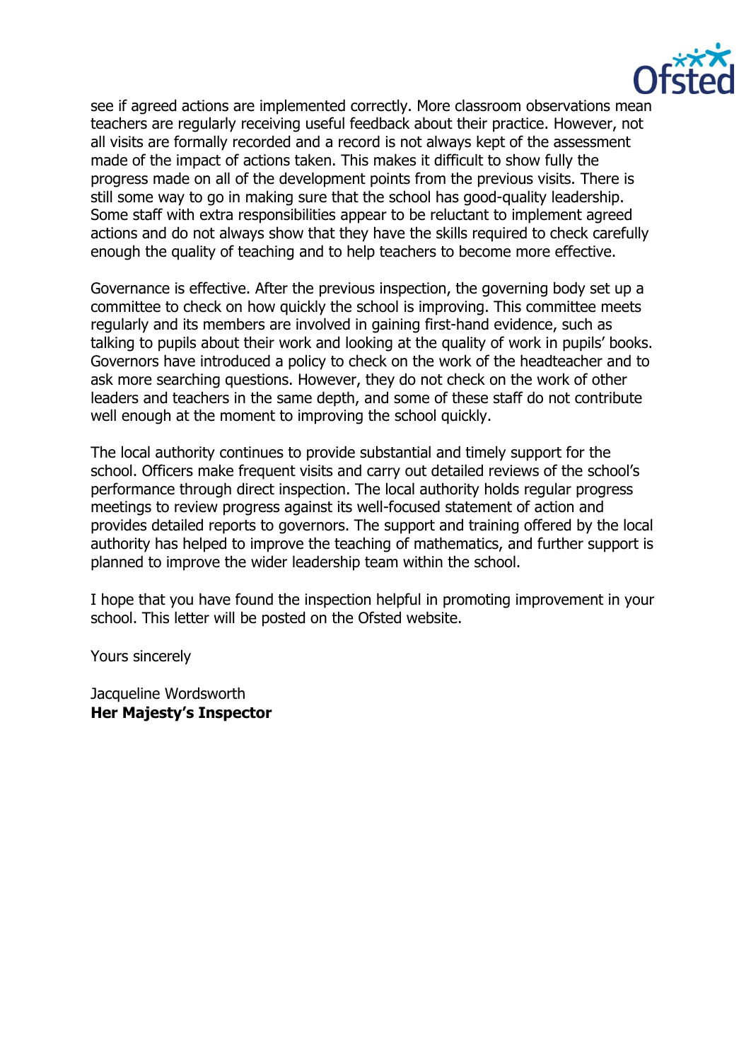see if agreed actions are implemented correctly. More classroom observations mean teachers are regularly receiving useful feedback about their practice. However, not all visits are formally recorded and a record is not always kept of the assessment made of the impact of actions taken. This makes it difficult to show fully the progress made on all of the development points from the previous visits. There is still some way to go in making sure that the school has good-quality leadership. Some staff with extra responsibilities appear to be reluctant to implement agreed actions and do not always show that they have the skills required to check carefully enough the quality of teaching and to help teachers to become more effective.

Governance is effective. After the previous inspection, the governing body set up a committee to check on how quickly the school is improving. This committee meets regularly and its members are involved in gaining first-hand evidence, such as talking to pupils about their work and looking at the quality of work in pupils' books. Governors have introduced a policy to check on the work of the headteacher and to ask more searching questions. However, they do not check on the work of other leaders and teachers in the same depth, and some of these staff do not contribute well enough at the moment to improving the school quickly.

The local authority continues to provide substantial and timely support for the school. Officers make frequent visits and carry out detailed reviews of the school's performance through direct inspection. The local authority holds regular progress meetings to review progress against its well-focused statement of action and provides detailed reports to governors. The support and training offered by the local authority has helped to improve the teaching of mathematics, and further support is planned to improve the wider leadership team within the school.

I hope that you have found the inspection helpful in promoting improvement in your school. This letter will be posted on the Ofsted website.

Yours sincerely

Jacqueline Wordsworth
**Her Majesty's Inspector**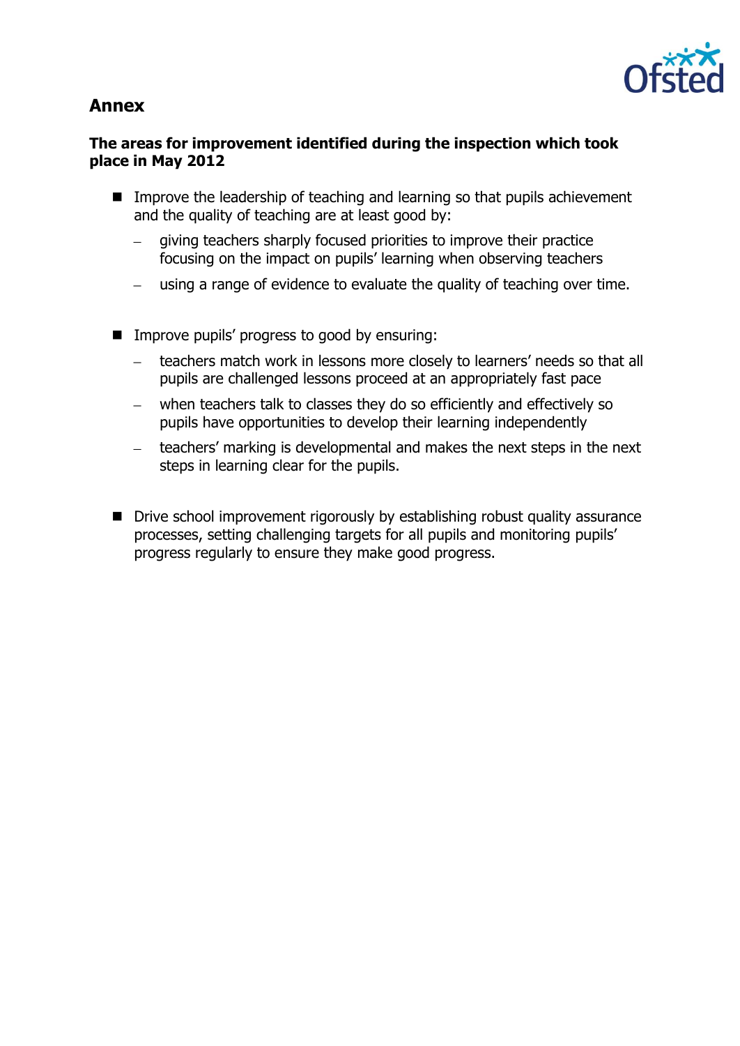## Annex

**The areas for improvement identified during the inspection which took place in May 2012**

- Improve the leadership of teaching and learning so that pupils achievement and the quality of teaching are at least good by:
  - giving teachers sharply focused priorities to improve their practice focusing on the impact on pupils' learning when observing teachers
  - using a range of evidence to evaluate the quality of teaching over time.

- Improve pupils' progress to good by ensuring:
  - teachers match work in lessons more closely to learners' needs so that all pupils are challenged lessons proceed at an appropriately fast pace
  - when teachers talk to classes they do so efficiently and effectively so pupils have opportunities to develop their learning independently
  - teachers' marking is developmental and makes the next steps in the next steps in learning clear for the pupils.

- Drive school improvement rigorously by establishing robust quality assurance processes, setting challenging targets for all pupils and monitoring pupils' progress regularly to ensure they make good progress.